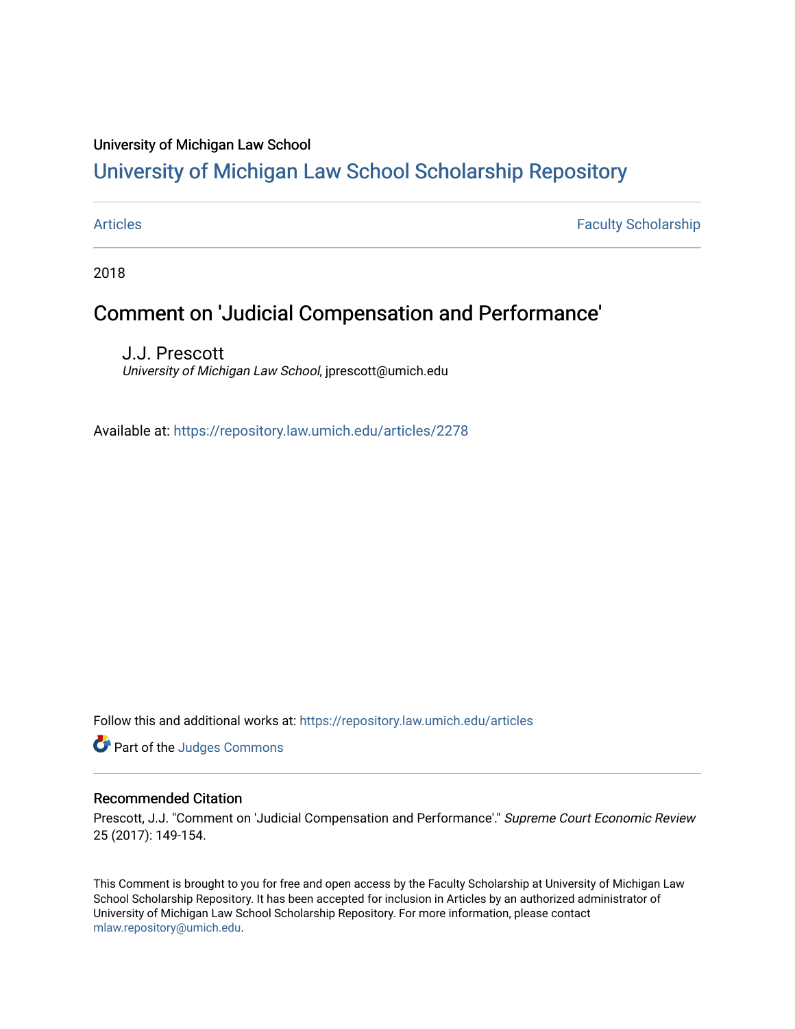University of Michigan Law School

# University of Michigan Law School Scholarship Repository

Articles | Faculty Scholarship

2018

## Comment on 'Judicial Compensation and Performance'

J.J. Prescott
*University of Michigan Law School*, jprescott@umich.edu

Available at: https://repository.law.umich.edu/articles/2278

Follow this and additional works at: https://repository.law.umich.edu/articles

Part of the Judges Commons

### Recommended Citation

Prescott, J.J. "Comment on 'Judicial Compensation and Performance'." *Supreme Court Economic Review* 25 (2017): 149-154.

This Comment is brought to you for free and open access by the Faculty Scholarship at University of Michigan Law School Scholarship Repository. It has been accepted for inclusion in Articles by an authorized administrator of University of Michigan Law School Scholarship Repository. For more information, please contact mlaw.repository@umich.edu.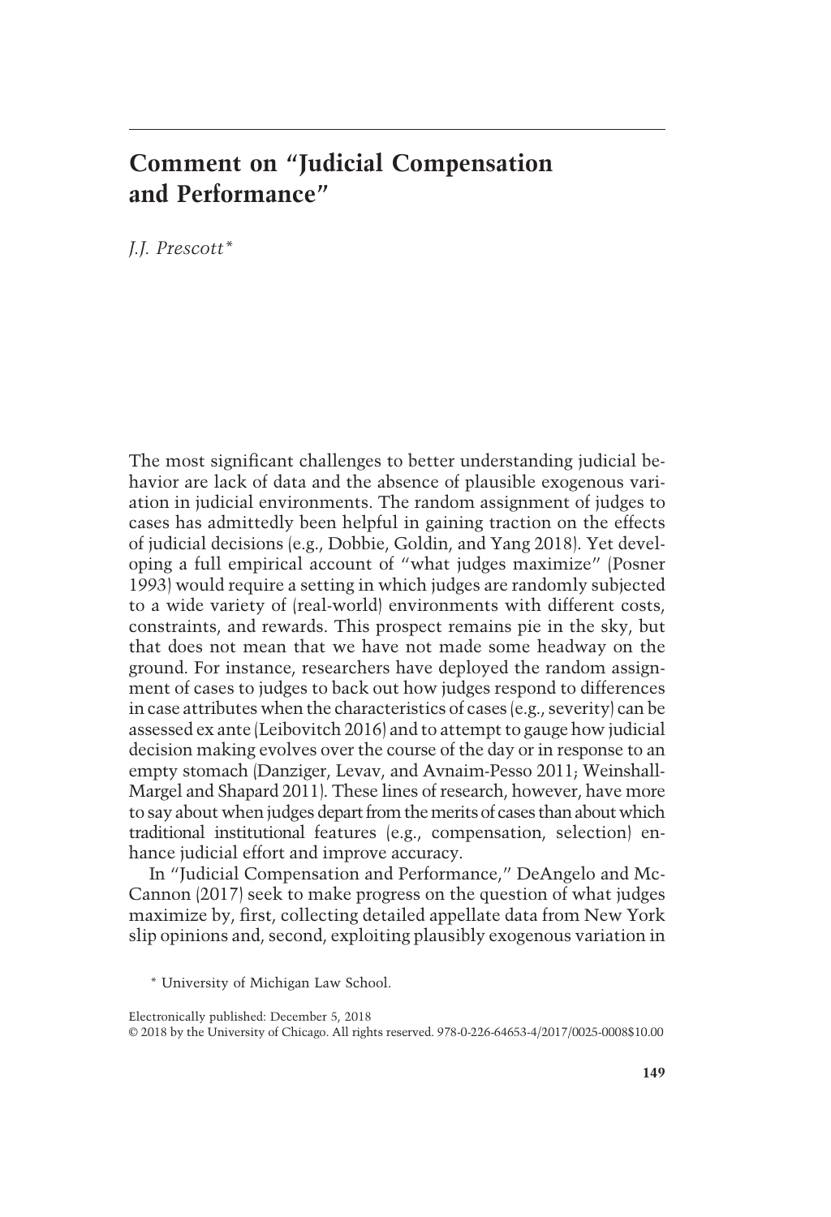# Comment on "Judicial Compensation and Performance"

J.J. Prescott*

The most significant challenges to better understanding judicial behavior are lack of data and the absence of plausible exogenous variation in judicial environments. The random assignment of judges to cases has admittedly been helpful in gaining traction on the effects of judicial decisions (e.g., Dobbie, Goldin, and Yang 2018). Yet developing a full empirical account of "what judges maximize" (Posner 1993) would require a setting in which judges are randomly subjected to a wide variety of (real-world) environments with different costs, constraints, and rewards. This prospect remains pie in the sky, but that does not mean that we have not made some headway on the ground. For instance, researchers have deployed the random assignment of cases to judges to back out how judges respond to differences in case attributes when the characteristics of cases (e.g., severity) can be assessed ex ante (Leibovitch 2016) and to attempt to gauge how judicial decision making evolves over the course of the day or in response to an empty stomach (Danziger, Levav, and Avnaim-Pesso 2011; Weinshall-Margel and Shapard 2011). These lines of research, however, have more to say about when judges depart from the merits of cases than about which traditional institutional features (e.g., compensation, selection) enhance judicial effort and improve accuracy.

In "Judicial Compensation and Performance," DeAngelo and McCannon (2017) seek to make progress on the question of what judges maximize by, first, collecting detailed appellate data from New York slip opinions and, second, exploiting plausibly exogenous variation in

\* University of Michigan Law School.

Electronically published: December 5, 2018

© 2018 by the University of Chicago. All rights reserved. 978-0-226-64653-4/2017/0025-0008$10.00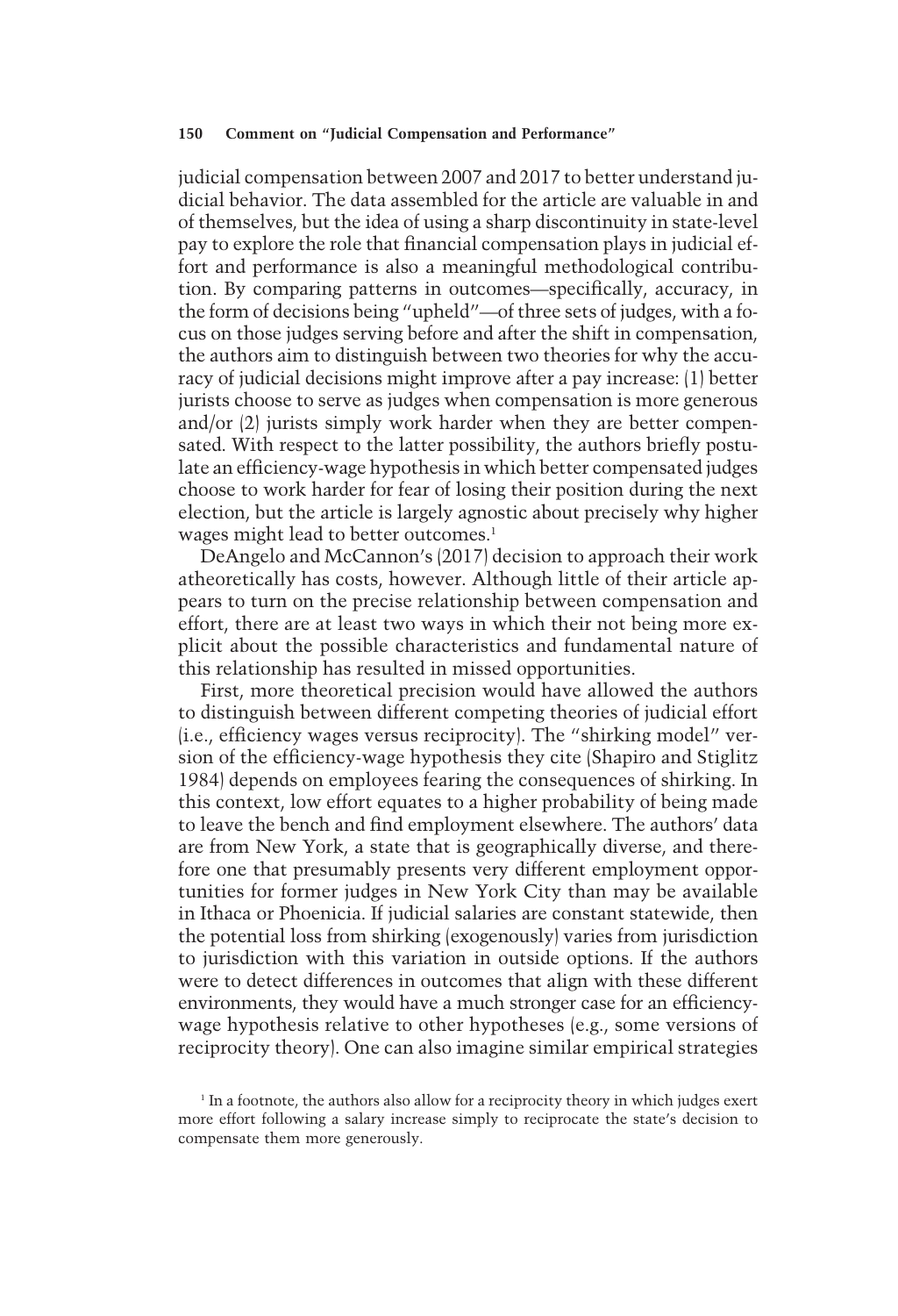judicial compensation between 2007 and 2017 to better understand judicial behavior. The data assembled for the article are valuable in and of themselves, but the idea of using a sharp discontinuity in state-level pay to explore the role that financial compensation plays in judicial effort and performance is also a meaningful methodological contribution. By comparing patterns in outcomes—specifically, accuracy, in the form of decisions being "upheld"—of three sets of judges, with a focus on those judges serving before and after the shift in compensation, the authors aim to distinguish between two theories for why the accuracy of judicial decisions might improve after a pay increase: (1) better jurists choose to serve as judges when compensation is more generous and/or (2) jurists simply work harder when they are better compensated. With respect to the latter possibility, the authors briefly postulate an efficiency-wage hypothesis in which better compensated judges choose to work harder for fear of losing their position during the next election, but the article is largely agnostic about precisely why higher wages might lead to better outcomes.[1]

DeAngelo and McCannon's (2017) decision to approach their work atheoretically has costs, however. Although little of their article appears to turn on the precise relationship between compensation and effort, there are at least two ways in which their not being more explicit about the possible characteristics and fundamental nature of this relationship has resulted in missed opportunities.

First, more theoretical precision would have allowed the authors to distinguish between different competing theories of judicial effort (i.e., efficiency wages versus reciprocity). The "shirking model" version of the efficiency-wage hypothesis they cite (Shapiro and Stiglitz 1984) depends on employees fearing the consequences of shirking. In this context, low effort equates to a higher probability of being made to leave the bench and find employment elsewhere. The authors' data are from New York, a state that is geographically diverse, and therefore one that presumably presents very different employment opportunities for former judges in New York City than may be available in Ithaca or Phoenicia. If judicial salaries are constant statewide, then the potential loss from shirking (exogenously) varies from jurisdiction to jurisdiction with this variation in outside options. If the authors were to detect differences in outcomes that align with these different environments, they would have a much stronger case for an efficiency-wage hypothesis relative to other hypotheses (e.g., some versions of reciprocity theory). One can also imagine similar empirical strategies

[1] In a footnote, the authors also allow for a reciprocity theory in which judges exert more effort following a salary increase simply to reciprocate the state's decision to compensate them more generously.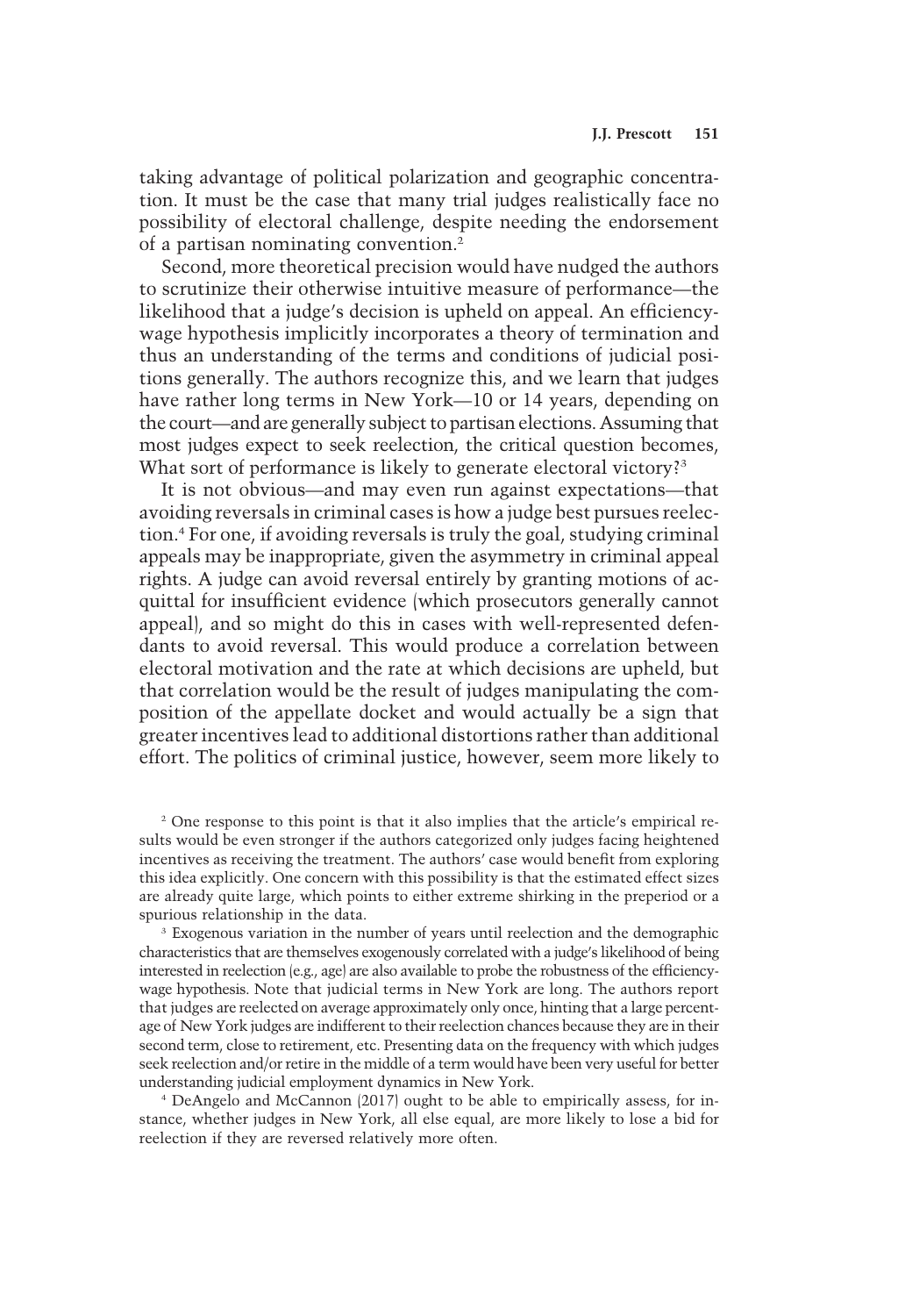taking advantage of political polarization and geographic concentration. It must be the case that many trial judges realistically face no possibility of electoral challenge, despite needing the endorsement of a partisan nominating convention.[2]

Second, more theoretical precision would have nudged the authors to scrutinize their otherwise intuitive measure of performance—the likelihood that a judge's decision is upheld on appeal. An efficiency-wage hypothesis implicitly incorporates a theory of termination and thus an understanding of the terms and conditions of judicial positions generally. The authors recognize this, and we learn that judges have rather long terms in New York—10 or 14 years, depending on the court—and are generally subject to partisan elections. Assuming that most judges expect to seek reelection, the critical question becomes, What sort of performance is likely to generate electoral victory?[3]

It is not obvious—and may even run against expectations—that avoiding reversals in criminal cases is how a judge best pursues reelection.[4] For one, if avoiding reversals is truly the goal, studying criminal appeals may be inappropriate, given the asymmetry in criminal appeal rights. A judge can avoid reversal entirely by granting motions of acquittal for insufficient evidence (which prosecutors generally cannot appeal), and so might do this in cases with well-represented defendants to avoid reversal. This would produce a correlation between electoral motivation and the rate at which decisions are upheld, but that correlation would be the result of judges manipulating the composition of the appellate docket and would actually be a sign that greater incentives lead to additional distortions rather than additional effort. The politics of criminal justice, however, seem more likely to

[2] One response to this point is that it also implies that the article's empirical results would be even stronger if the authors categorized only judges facing heightened incentives as receiving the treatment. The authors' case would benefit from exploring this idea explicitly. One concern with this possibility is that the estimated effect sizes are already quite large, which points to either extreme shirking in the preperiod or a spurious relationship in the data.

[3] Exogenous variation in the number of years until reelection and the demographic characteristics that are themselves exogenously correlated with a judge's likelihood of being interested in reelection (e.g., age) are also available to probe the robustness of the efficiency-wage hypothesis. Note that judicial terms in New York are long. The authors report that judges are reelected on average approximately only once, hinting that a large percentage of New York judges are indifferent to their reelection chances because they are in their second term, close to retirement, etc. Presenting data on the frequency with which judges seek reelection and/or retire in the middle of a term would have been very useful for better understanding judicial employment dynamics in New York.

[4] DeAngelo and McCannon (2017) ought to be able to empirically assess, for instance, whether judges in New York, all else equal, are more likely to lose a bid for reelection if they are reversed relatively more often.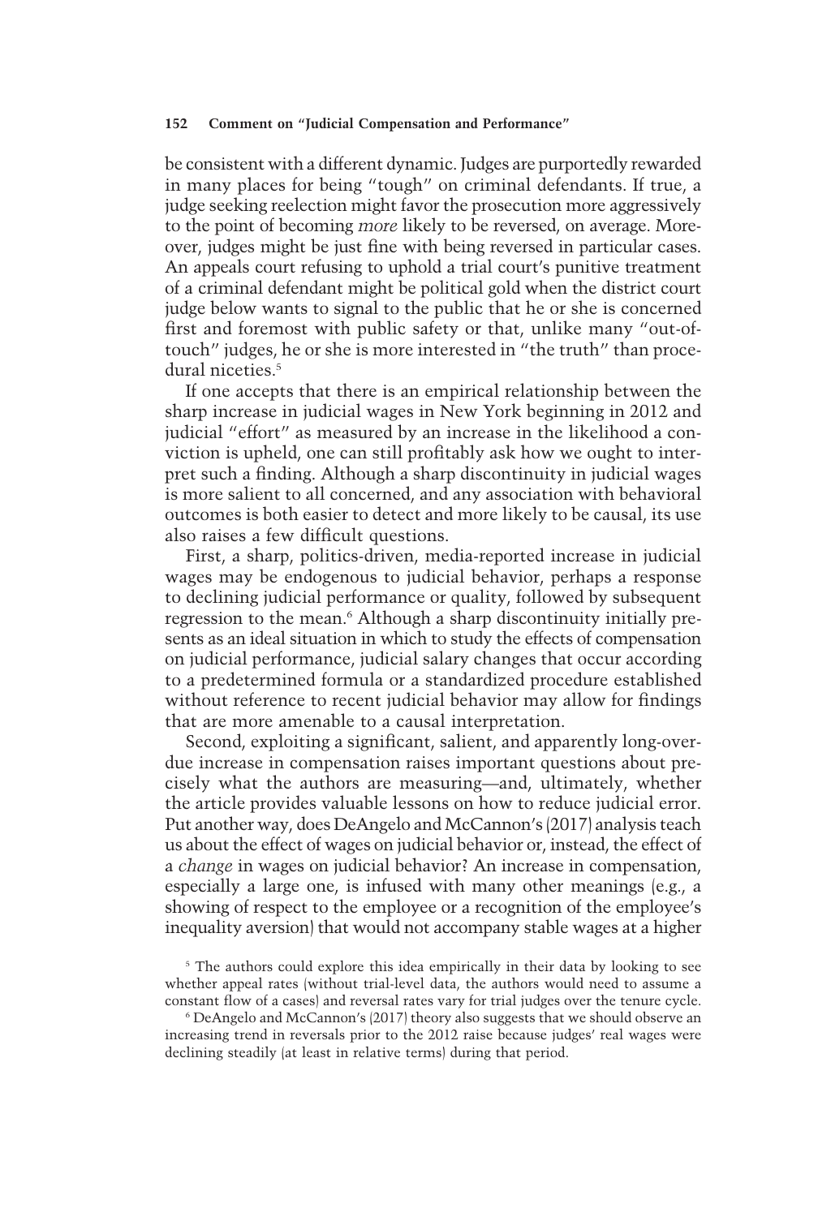be consistent with a different dynamic. Judges are purportedly rewarded in many places for being "tough" on criminal defendants. If true, a judge seeking reelection might favor the prosecution more aggressively to the point of becoming *more* likely to be reversed, on average. Moreover, judges might be just fine with being reversed in particular cases. An appeals court refusing to uphold a trial court's punitive treatment of a criminal defendant might be political gold when the district court judge below wants to signal to the public that he or she is concerned first and foremost with public safety or that, unlike many "out-of-touch" judges, he or she is more interested in "the truth" than procedural niceties.[5]

If one accepts that there is an empirical relationship between the sharp increase in judicial wages in New York beginning in 2012 and judicial "effort" as measured by an increase in the likelihood a conviction is upheld, one can still profitably ask how we ought to interpret such a finding. Although a sharp discontinuity in judicial wages is more salient to all concerned, and any association with behavioral outcomes is both easier to detect and more likely to be causal, its use also raises a few difficult questions.

First, a sharp, politics-driven, media-reported increase in judicial wages may be endogenous to judicial behavior, perhaps a response to declining judicial performance or quality, followed by subsequent regression to the mean.[6] Although a sharp discontinuity initially presents as an ideal situation in which to study the effects of compensation on judicial performance, judicial salary changes that occur according to a predetermined formula or a standardized procedure established without reference to recent judicial behavior may allow for findings that are more amenable to a causal interpretation.

Second, exploiting a significant, salient, and apparently long-overdue increase in compensation raises important questions about precisely what the authors are measuring—and, ultimately, whether the article provides valuable lessons on how to reduce judicial error. Put another way, does DeAngelo and McCannon's (2017) analysis teach us about the effect of wages on judicial behavior or, instead, the effect of a *change* in wages on judicial behavior? An increase in compensation, especially a large one, is infused with many other meanings (e.g., a showing of respect to the employee or a recognition of the employee's inequality aversion) that would not accompany stable wages at a higher

[5] The authors could explore this idea empirically in their data by looking to see whether appeal rates (without trial-level data, the authors would need to assume a constant flow of a cases) and reversal rates vary for trial judges over the tenure cycle.

[6] DeAngelo and McCannon's (2017) theory also suggests that we should observe an increasing trend in reversals prior to the 2012 raise because judges' real wages were declining steadily (at least in relative terms) during that period.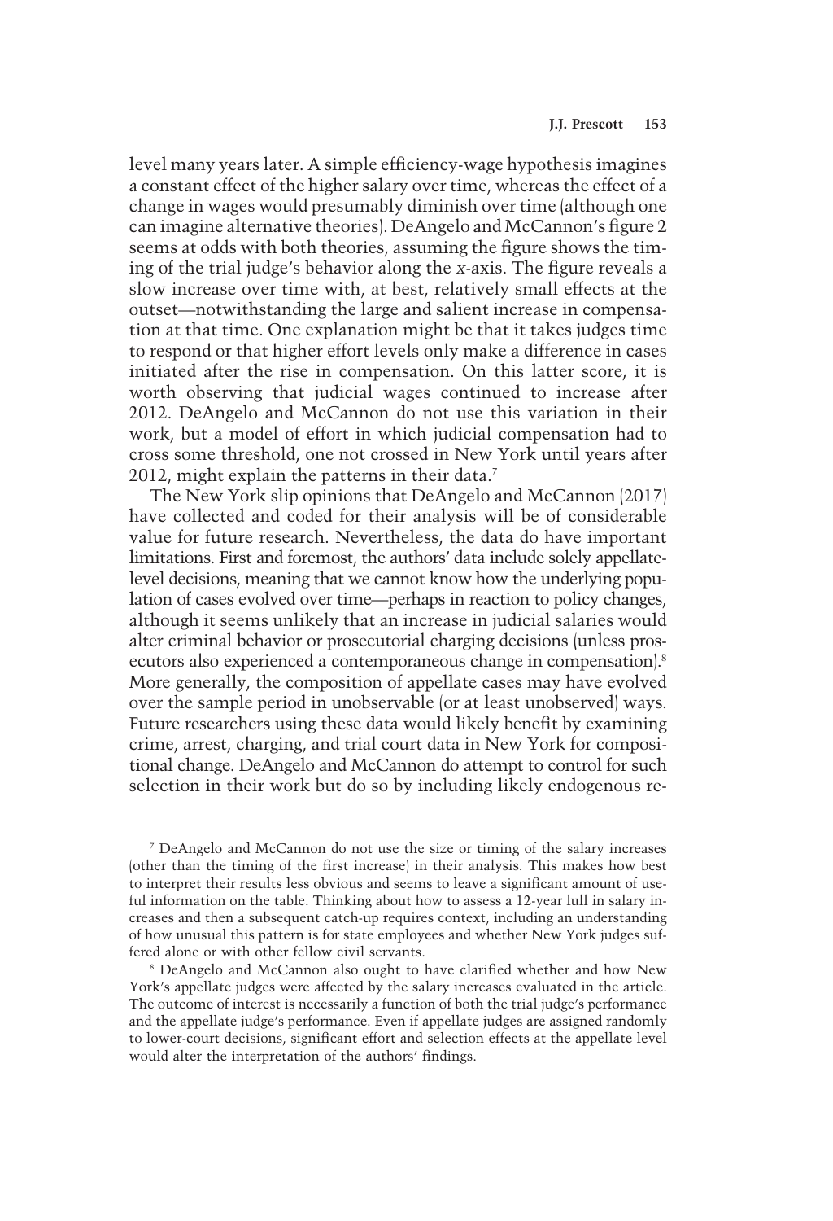level many years later. A simple efficiency-wage hypothesis imagines a constant effect of the higher salary over time, whereas the effect of a change in wages would presumably diminish over time (although one can imagine alternative theories). DeAngelo and McCannon's figure 2 seems at odds with both theories, assuming the figure shows the timing of the trial judge's behavior along the *x*-axis. The figure reveals a slow increase over time with, at best, relatively small effects at the outset—notwithstanding the large and salient increase in compensation at that time. One explanation might be that it takes judges time to respond or that higher effort levels only make a difference in cases initiated after the rise in compensation. On this latter score, it is worth observing that judicial wages continued to increase after 2012. DeAngelo and McCannon do not use this variation in their work, but a model of effort in which judicial compensation had to cross some threshold, one not crossed in New York until years after 2012, might explain the patterns in their data.[7]

The New York slip opinions that DeAngelo and McCannon (2017) have collected and coded for their analysis will be of considerable value for future research. Nevertheless, the data do have important limitations. First and foremost, the authors' data include solely appellate-level decisions, meaning that we cannot know how the underlying population of cases evolved over time—perhaps in reaction to policy changes, although it seems unlikely that an increase in judicial salaries would alter criminal behavior or prosecutorial charging decisions (unless prosecutors also experienced a contemporaneous change in compensation).[8] More generally, the composition of appellate cases may have evolved over the sample period in unobservable (or at least unobserved) ways. Future researchers using these data would likely benefit by examining crime, arrest, charging, and trial court data in New York for compositional change. DeAngelo and McCannon do attempt to control for such selection in their work but do so by including likely endogenous re-

[7] DeAngelo and McCannon do not use the size or timing of the salary increases (other than the timing of the first increase) in their analysis. This makes how best to interpret their results less obvious and seems to leave a significant amount of useful information on the table. Thinking about how to assess a 12-year lull in salary increases and then a subsequent catch-up requires context, including an understanding of how unusual this pattern is for state employees and whether New York judges suffered alone or with other fellow civil servants.

[8] DeAngelo and McCannon also ought to have clarified whether and how New York's appellate judges were affected by the salary increases evaluated in the article. The outcome of interest is necessarily a function of both the trial judge's performance and the appellate judge's performance. Even if appellate judges are assigned randomly to lower-court decisions, significant effort and selection effects at the appellate level would alter the interpretation of the authors' findings.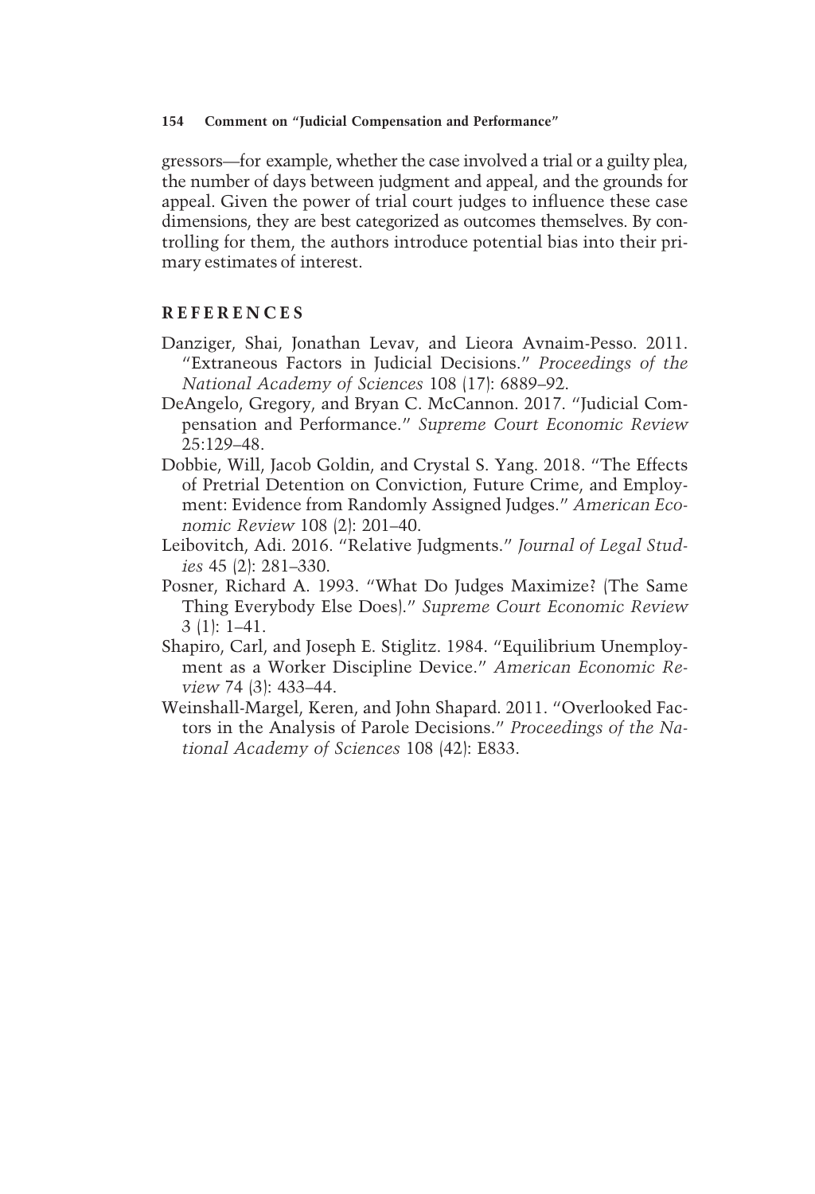gressors—for example, whether the case involved a trial or a guilty plea, the number of days between judgment and appeal, and the grounds for appeal. Given the power of trial court judges to influence these case dimensions, they are best categorized as outcomes themselves. By controlling for them, the authors introduce potential bias into their primary estimates of interest.

## REFERENCES

Danziger, Shai, Jonathan Levav, and Lieora Avnaim-Pesso. 2011. "Extraneous Factors in Judicial Decisions." *Proceedings of the National Academy of Sciences* 108 (17): 6889–92.

DeAngelo, Gregory, and Bryan C. McCannon. 2017. "Judicial Compensation and Performance." *Supreme Court Economic Review* 25:129–48.

Dobbie, Will, Jacob Goldin, and Crystal S. Yang. 2018. "The Effects of Pretrial Detention on Conviction, Future Crime, and Employment: Evidence from Randomly Assigned Judges." *American Economic Review* 108 (2): 201–40.

Leibovitch, Adi. 2016. "Relative Judgments." *Journal of Legal Studies* 45 (2): 281–330.

Posner, Richard A. 1993. "What Do Judges Maximize? (The Same Thing Everybody Else Does)." *Supreme Court Economic Review* 3 (1): 1–41.

Shapiro, Carl, and Joseph E. Stiglitz. 1984. "Equilibrium Unemployment as a Worker Discipline Device." *American Economic Review* 74 (3): 433–44.

Weinshall-Margel, Keren, and John Shapard. 2011. "Overlooked Factors in the Analysis of Parole Decisions." *Proceedings of the National Academy of Sciences* 108 (42): E833.